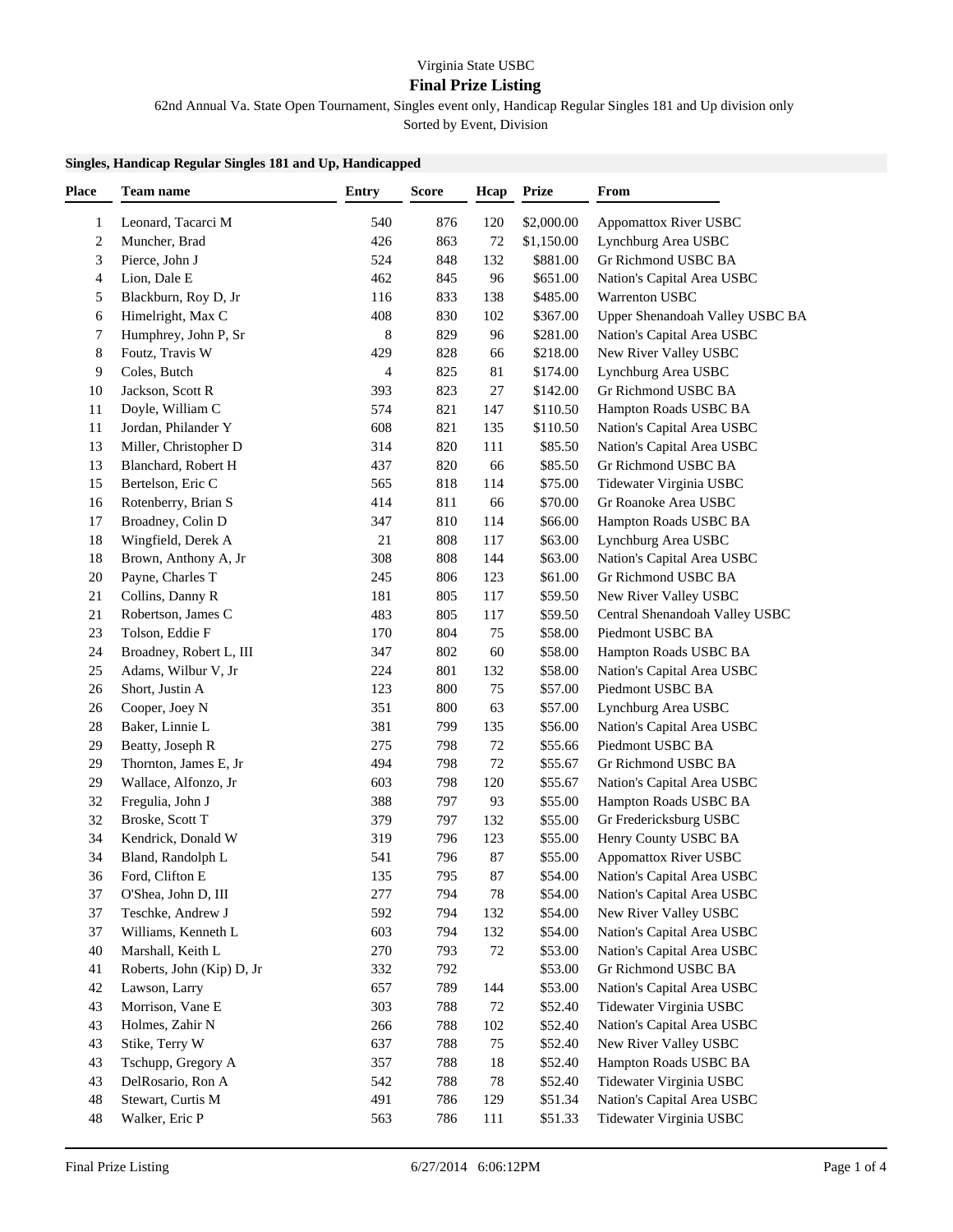Virginia State USBC

# Final Prize Listing

62nd Annual Va. State Open Tournament, Singles event only, Handicap Regular Singles 181 and Up division only

Sorted by Event, Division

**Singles, Handicap Regular Singles 181 and Up, Handicapped**

| Place | Team name | Entry | Score | Hcap | Prize | From |
|---|---|---|---|---|---|---|
| 1 | Leonard, Tacarci M | 540 | 876 | 120 | $2,000.00 | Appomattox River USBC |
| 2 | Muncher, Brad | 426 | 863 | 72 | $1,150.00 | Lynchburg Area USBC |
| 3 | Pierce, John J | 524 | 848 | 132 | $881.00 | Gr Richmond USBC BA |
| 4 | Lion, Dale E | 462 | 845 | 96 | $651.00 | Nation's Capital Area USBC |
| 5 | Blackburn, Roy D, Jr | 116 | 833 | 138 | $485.00 | Warrenton USBC |
| 6 | Himelright, Max C | 408 | 830 | 102 | $367.00 | Upper Shenandoah Valley USBC BA |
| 7 | Humphrey, John P, Sr | 8 | 829 | 96 | $281.00 | Nation's Capital Area USBC |
| 8 | Foutz, Travis W | 429 | 828 | 66 | $218.00 | New River Valley USBC |
| 9 | Coles, Butch | 4 | 825 | 81 | $174.00 | Lynchburg Area USBC |
| 10 | Jackson, Scott R | 393 | 823 | 27 | $142.00 | Gr Richmond USBC BA |
| 11 | Doyle, William C | 574 | 821 | 147 | $110.50 | Hampton Roads USBC BA |
| 11 | Jordan, Philander Y | 608 | 821 | 135 | $110.50 | Nation's Capital Area USBC |
| 13 | Miller, Christopher D | 314 | 820 | 111 | $85.50 | Nation's Capital Area USBC |
| 13 | Blanchard, Robert H | 437 | 820 | 66 | $85.50 | Gr Richmond USBC BA |
| 15 | Bertelson, Eric C | 565 | 818 | 114 | $75.00 | Tidewater Virginia USBC |
| 16 | Rotenberry, Brian S | 414 | 811 | 66 | $70.00 | Gr Roanoke Area USBC |
| 17 | Broadney, Colin D | 347 | 810 | 114 | $66.00 | Hampton Roads USBC BA |
| 18 | Wingfield, Derek A | 21 | 808 | 117 | $63.00 | Lynchburg Area USBC |
| 18 | Brown, Anthony A, Jr | 308 | 808 | 144 | $63.00 | Nation's Capital Area USBC |
| 20 | Payne, Charles T | 245 | 806 | 123 | $61.00 | Gr Richmond USBC BA |
| 21 | Collins, Danny R | 181 | 805 | 117 | $59.50 | New River Valley USBC |
| 21 | Robertson, James C | 483 | 805 | 117 | $59.50 | Central Shenandoah Valley USBC |
| 23 | Tolson, Eddie F | 170 | 804 | 75 | $58.00 | Piedmont USBC BA |
| 24 | Broadney, Robert L, III | 347 | 802 | 60 | $58.00 | Hampton Roads USBC BA |
| 25 | Adams, Wilbur V, Jr | 224 | 801 | 132 | $58.00 | Nation's Capital Area USBC |
| 26 | Short, Justin A | 123 | 800 | 75 | $57.00 | Piedmont USBC BA |
| 26 | Cooper, Joey N | 351 | 800 | 63 | $57.00 | Lynchburg Area USBC |
| 28 | Baker, Linnie L | 381 | 799 | 135 | $56.00 | Nation's Capital Area USBC |
| 29 | Beatty, Joseph R | 275 | 798 | 72 | $55.66 | Piedmont USBC BA |
| 29 | Thornton, James E, Jr | 494 | 798 | 72 | $55.67 | Gr Richmond USBC BA |
| 29 | Wallace, Alfonzo, Jr | 603 | 798 | 120 | $55.67 | Nation's Capital Area USBC |
| 32 | Fregulia, John J | 388 | 797 | 93 | $55.00 | Hampton Roads USBC BA |
| 32 | Broske, Scott T | 379 | 797 | 132 | $55.00 | Gr Fredericksburg USBC |
| 34 | Kendrick, Donald W | 319 | 796 | 123 | $55.00 | Henry County USBC BA |
| 34 | Bland, Randolph L | 541 | 796 | 87 | $55.00 | Appomattox River USBC |
| 36 | Ford, Clifton E | 135 | 795 | 87 | $54.00 | Nation's Capital Area USBC |
| 37 | O'Shea, John D, III | 277 | 794 | 78 | $54.00 | Nation's Capital Area USBC |
| 37 | Teschke, Andrew J | 592 | 794 | 132 | $54.00 | New River Valley USBC |
| 37 | Williams, Kenneth L | 603 | 794 | 132 | $54.00 | Nation's Capital Area USBC |
| 40 | Marshall, Keith L | 270 | 793 | 72 | $53.00 | Nation's Capital Area USBC |
| 41 | Roberts, John (Kip) D, Jr | 332 | 792 | | $53.00 | Gr Richmond USBC BA |
| 42 | Lawson, Larry | 657 | 789 | 144 | $53.00 | Nation's Capital Area USBC |
| 43 | Morrison, Vane E | 303 | 788 | 72 | $52.40 | Tidewater Virginia USBC |
| 43 | Holmes, Zahir N | 266 | 788 | 102 | $52.40 | Nation's Capital Area USBC |
| 43 | Stike, Terry W | 637 | 788 | 75 | $52.40 | New River Valley USBC |
| 43 | Tschupp, Gregory A | 357 | 788 | 18 | $52.40 | Hampton Roads USBC BA |
| 43 | DelRosario, Ron A | 542 | 788 | 78 | $52.40 | Tidewater Virginia USBC |
| 48 | Stewart, Curtis M | 491 | 786 | 129 | $51.34 | Nation's Capital Area USBC |
| 48 | Walker, Eric P | 563 | 786 | 111 | $51.33 | Tidewater Virginia USBC |

Final Prize Listing 6/27/2014 6:06:12PM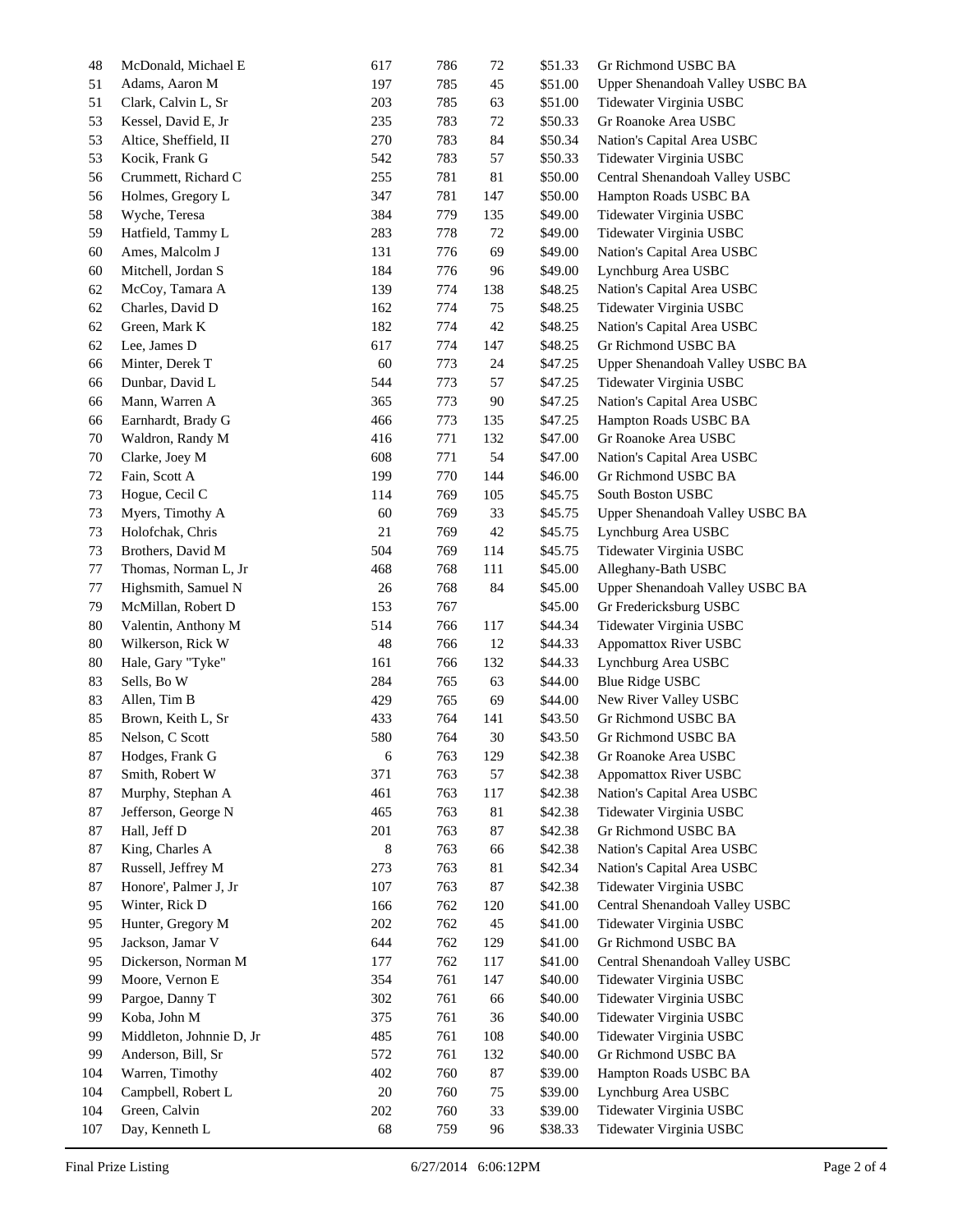| | | | | | | |
|---|---|---|---|---|---|---|
| 48 | McDonald, Michael E | 617 | 786 | 72 | $51.33 | Gr Richmond USBC BA |
| 51 | Adams, Aaron M | 197 | 785 | 45 | $51.00 | Upper Shenandoah Valley USBC BA |
| 51 | Clark, Calvin L, Sr | 203 | 785 | 63 | $51.00 | Tidewater Virginia USBC |
| 53 | Kessel, David E, Jr | 235 | 783 | 72 | $50.33 | Gr Roanoke Area USBC |
| 53 | Altice, Sheffield, II | 270 | 783 | 84 | $50.34 | Nation's Capital Area USBC |
| 53 | Kocik, Frank G | 542 | 783 | 57 | $50.33 | Tidewater Virginia USBC |
| 56 | Crummett, Richard C | 255 | 781 | 81 | $50.00 | Central Shenandoah Valley USBC |
| 56 | Holmes, Gregory L | 347 | 781 | 147 | $50.00 | Hampton Roads USBC BA |
| 58 | Wyche, Teresa | 384 | 779 | 135 | $49.00 | Tidewater Virginia USBC |
| 59 | Hatfield, Tammy L | 283 | 778 | 72 | $49.00 | Tidewater Virginia USBC |
| 60 | Ames, Malcolm J | 131 | 776 | 69 | $49.00 | Nation's Capital Area USBC |
| 60 | Mitchell, Jordan S | 184 | 776 | 96 | $49.00 | Lynchburg Area USBC |
| 62 | McCoy, Tamara A | 139 | 774 | 138 | $48.25 | Nation's Capital Area USBC |
| 62 | Charles, David D | 162 | 774 | 75 | $48.25 | Tidewater Virginia USBC |
| 62 | Green, Mark K | 182 | 774 | 42 | $48.25 | Nation's Capital Area USBC |
| 62 | Lee, James D | 617 | 774 | 147 | $48.25 | Gr Richmond USBC BA |
| 66 | Minter, Derek T | 60 | 773 | 24 | $47.25 | Upper Shenandoah Valley USBC BA |
| 66 | Dunbar, David L | 544 | 773 | 57 | $47.25 | Tidewater Virginia USBC |
| 66 | Mann, Warren A | 365 | 773 | 90 | $47.25 | Nation's Capital Area USBC |
| 66 | Earnhardt, Brady G | 466 | 773 | 135 | $47.25 | Hampton Roads USBC BA |
| 70 | Waldron, Randy M | 416 | 771 | 132 | $47.00 | Gr Roanoke Area USBC |
| 70 | Clarke, Joey M | 608 | 771 | 54 | $47.00 | Nation's Capital Area USBC |
| 72 | Fain, Scott A | 199 | 770 | 144 | $46.00 | Gr Richmond USBC BA |
| 73 | Hogue, Cecil C | 114 | 769 | 105 | $45.75 | South Boston USBC |
| 73 | Myers, Timothy A | 60 | 769 | 33 | $45.75 | Upper Shenandoah Valley USBC BA |
| 73 | Holofchak, Chris | 21 | 769 | 42 | $45.75 | Lynchburg Area USBC |
| 73 | Brothers, David M | 504 | 769 | 114 | $45.75 | Tidewater Virginia USBC |
| 77 | Thomas, Norman L, Jr | 468 | 768 | 111 | $45.00 | Alleghany-Bath USBC |
| 77 | Highsmith, Samuel N | 26 | 768 | 84 | $45.00 | Upper Shenandoah Valley USBC BA |
| 79 | McMillan, Robert D | 153 | 767 | | $45.00 | Gr Fredericksburg USBC |
| 80 | Valentin, Anthony M | 514 | 766 | 117 | $44.34 | Tidewater Virginia USBC |
| 80 | Wilkerson, Rick W | 48 | 766 | 12 | $44.33 | Appomattox River USBC |
| 80 | Hale, Gary "Tyke" | 161 | 766 | 132 | $44.33 | Lynchburg Area USBC |
| 83 | Sells, Bo W | 284 | 765 | 63 | $44.00 | Blue Ridge USBC |
| 83 | Allen, Tim B | 429 | 765 | 69 | $44.00 | New River Valley USBC |
| 85 | Brown, Keith L, Sr | 433 | 764 | 141 | $43.50 | Gr Richmond USBC BA |
| 85 | Nelson, C Scott | 580 | 764 | 30 | $43.50 | Gr Richmond USBC BA |
| 87 | Hodges, Frank G | 6 | 763 | 129 | $42.38 | Gr Roanoke Area USBC |
| 87 | Smith, Robert W | 371 | 763 | 57 | $42.38 | Appomattox River USBC |
| 87 | Murphy, Stephan A | 461 | 763 | 117 | $42.38 | Nation's Capital Area USBC |
| 87 | Jefferson, George N | 465 | 763 | 81 | $42.38 | Tidewater Virginia USBC |
| 87 | Hall, Jeff D | 201 | 763 | 87 | $42.38 | Gr Richmond USBC BA |
| 87 | King, Charles A | 8 | 763 | 66 | $42.38 | Nation's Capital Area USBC |
| 87 | Russell, Jeffrey M | 273 | 763 | 81 | $42.34 | Nation's Capital Area USBC |
| 87 | Honore', Palmer J, Jr | 107 | 763 | 87 | $42.38 | Tidewater Virginia USBC |
| 95 | Winter, Rick D | 166 | 762 | 120 | $41.00 | Central Shenandoah Valley USBC |
| 95 | Hunter, Gregory M | 202 | 762 | 45 | $41.00 | Tidewater Virginia USBC |
| 95 | Jackson, Jamar V | 644 | 762 | 129 | $41.00 | Gr Richmond USBC BA |
| 95 | Dickerson, Norman M | 177 | 762 | 117 | $41.00 | Central Shenandoah Valley USBC |
| 99 | Moore, Vernon E | 354 | 761 | 147 | $40.00 | Tidewater Virginia USBC |
| 99 | Pargoe, Danny T | 302 | 761 | 66 | $40.00 | Tidewater Virginia USBC |
| 99 | Koba, John M | 375 | 761 | 36 | $40.00 | Tidewater Virginia USBC |
| 99 | Middleton, Johnnie D, Jr | 485 | 761 | 108 | $40.00 | Tidewater Virginia USBC |
| 99 | Anderson, Bill, Sr | 572 | 761 | 132 | $40.00 | Gr Richmond USBC BA |
| 104 | Warren, Timothy | 402 | 760 | 87 | $39.00 | Hampton Roads USBC BA |
| 104 | Campbell, Robert L | 20 | 760 | 75 | $39.00 | Lynchburg Area USBC |
| 104 | Green, Calvin | 202 | 760 | 33 | $39.00 | Tidewater Virginia USBC |
| 107 | Day, Kenneth L | 68 | 759 | 96 | $38.33 | Tidewater Virginia USBC |

Final Prize Listing 6/27/2014 6:06:12PM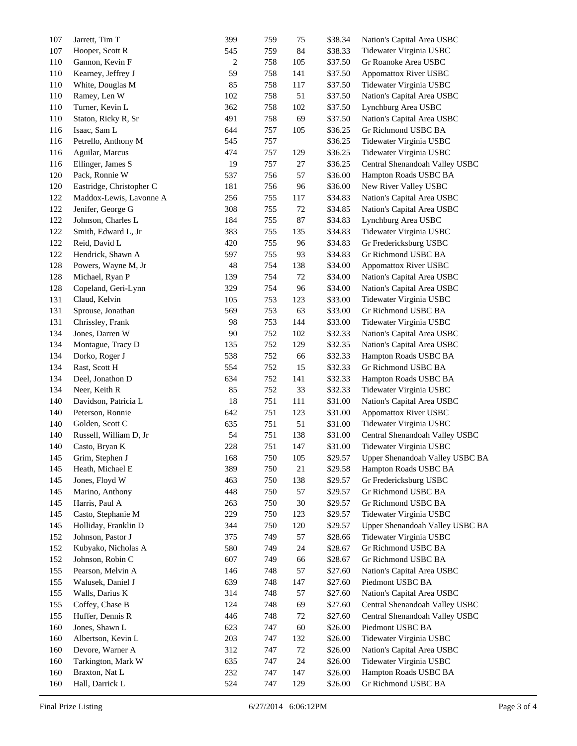| | | | | | | |
|---|---|---|---|---|---|---|
| 107 | Jarrett, Tim T | 399 | 759 | 75 | $38.34 | Nation's Capital Area USBC |
| 107 | Hooper, Scott R | 545 | 759 | 84 | $38.33 | Tidewater Virginia USBC |
| 110 | Gannon, Kevin F | 2 | 758 | 105 | $37.50 | Gr Roanoke Area USBC |
| 110 | Kearney, Jeffrey J | 59 | 758 | 141 | $37.50 | Appomattox River USBC |
| 110 | White, Douglas M | 85 | 758 | 117 | $37.50 | Tidewater Virginia USBC |
| 110 | Ramey, Len W | 102 | 758 | 51 | $37.50 | Nation's Capital Area USBC |
| 110 | Turner, Kevin L | 362 | 758 | 102 | $37.50 | Lynchburg Area USBC |
| 110 | Staton, Ricky R, Sr | 491 | 758 | 69 | $37.50 | Nation's Capital Area USBC |
| 116 | Isaac, Sam L | 644 | 757 | 105 | $36.25 | Gr Richmond USBC BA |
| 116 | Petrello, Anthony M | 545 | 757 | | $36.25 | Tidewater Virginia USBC |
| 116 | Aguilar, Marcus | 474 | 757 | 129 | $36.25 | Tidewater Virginia USBC |
| 116 | Ellinger, James S | 19 | 757 | 27 | $36.25 | Central Shenandoah Valley USBC |
| 120 | Pack, Ronnie W | 537 | 756 | 57 | $36.00 | Hampton Roads USBC BA |
| 120 | Eastridge, Christopher C | 181 | 756 | 96 | $36.00 | New River Valley USBC |
| 122 | Maddox-Lewis, Lavonne A | 256 | 755 | 117 | $34.83 | Nation's Capital Area USBC |
| 122 | Jenifer, George G | 308 | 755 | 72 | $34.85 | Nation's Capital Area USBC |
| 122 | Johnson, Charles L | 184 | 755 | 87 | $34.83 | Lynchburg Area USBC |
| 122 | Smith, Edward L, Jr | 383 | 755 | 135 | $34.83 | Tidewater Virginia USBC |
| 122 | Reid, David L | 420 | 755 | 96 | $34.83 | Gr Fredericksburg USBC |
| 122 | Hendrick, Shawn A | 597 | 755 | 93 | $34.83 | Gr Richmond USBC BA |
| 128 | Powers, Wayne M, Jr | 48 | 754 | 138 | $34.00 | Appomattox River USBC |
| 128 | Michael, Ryan P | 139 | 754 | 72 | $34.00 | Nation's Capital Area USBC |
| 128 | Copeland, Geri-Lynn | 329 | 754 | 96 | $34.00 | Nation's Capital Area USBC |
| 131 | Claud, Kelvin | 105 | 753 | 123 | $33.00 | Tidewater Virginia USBC |
| 131 | Sprouse, Jonathan | 569 | 753 | 63 | $33.00 | Gr Richmond USBC BA |
| 131 | Chrissley, Frank | 98 | 753 | 144 | $33.00 | Tidewater Virginia USBC |
| 134 | Jones, Darren W | 90 | 752 | 102 | $32.33 | Nation's Capital Area USBC |
| 134 | Montague, Tracy D | 135 | 752 | 129 | $32.35 | Nation's Capital Area USBC |
| 134 | Dorko, Roger J | 538 | 752 | 66 | $32.33 | Hampton Roads USBC BA |
| 134 | Rast, Scott H | 554 | 752 | 15 | $32.33 | Gr Richmond USBC BA |
| 134 | Deel, Jonathon D | 634 | 752 | 141 | $32.33 | Hampton Roads USBC BA |
| 134 | Neer, Keith R | 85 | 752 | 33 | $32.33 | Tidewater Virginia USBC |
| 140 | Davidson, Patricia L | 18 | 751 | 111 | $31.00 | Nation's Capital Area USBC |
| 140 | Peterson, Ronnie | 642 | 751 | 123 | $31.00 | Appomattox River USBC |
| 140 | Golden, Scott C | 635 | 751 | 51 | $31.00 | Tidewater Virginia USBC |
| 140 | Russell, William D, Jr | 54 | 751 | 138 | $31.00 | Central Shenandoah Valley USBC |
| 140 | Casto, Bryan K | 228 | 751 | 147 | $31.00 | Tidewater Virginia USBC |
| 145 | Grim, Stephen J | 168 | 750 | 105 | $29.57 | Upper Shenandoah Valley USBC BA |
| 145 | Heath, Michael E | 389 | 750 | 21 | $29.58 | Hampton Roads USBC BA |
| 145 | Jones, Floyd W | 463 | 750 | 138 | $29.57 | Gr Fredericksburg USBC |
| 145 | Marino, Anthony | 448 | 750 | 57 | $29.57 | Gr Richmond USBC BA |
| 145 | Harris, Paul A | 263 | 750 | 30 | $29.57 | Gr Richmond USBC BA |
| 145 | Casto, Stephanie M | 229 | 750 | 123 | $29.57 | Tidewater Virginia USBC |
| 145 | Holliday, Franklin D | 344 | 750 | 120 | $29.57 | Upper Shenandoah Valley USBC BA |
| 152 | Johnson, Pastor J | 375 | 749 | 57 | $28.66 | Tidewater Virginia USBC |
| 152 | Kubyako, Nicholas A | 580 | 749 | 24 | $28.67 | Gr Richmond USBC BA |
| 152 | Johnson, Robin C | 607 | 749 | 66 | $28.67 | Gr Richmond USBC BA |
| 155 | Pearson, Melvin A | 146 | 748 | 57 | $27.60 | Nation's Capital Area USBC |
| 155 | Walusek, Daniel J | 639 | 748 | 147 | $27.60 | Piedmont USBC BA |
| 155 | Walls, Darius K | 314 | 748 | 57 | $27.60 | Nation's Capital Area USBC |
| 155 | Coffey, Chase B | 124 | 748 | 69 | $27.60 | Central Shenandoah Valley USBC |
| 155 | Huffer, Dennis R | 446 | 748 | 72 | $27.60 | Central Shenandoah Valley USBC |
| 160 | Jones, Shawn L | 623 | 747 | 60 | $26.00 | Piedmont USBC BA |
| 160 | Albertson, Kevin L | 203 | 747 | 132 | $26.00 | Tidewater Virginia USBC |
| 160 | Devore, Warner A | 312 | 747 | 72 | $26.00 | Nation's Capital Area USBC |
| 160 | Tarkington, Mark W | 635 | 747 | 24 | $26.00 | Tidewater Virginia USBC |
| 160 | Braxton, Nat L | 232 | 747 | 147 | $26.00 | Hampton Roads USBC BA |
| 160 | Hall, Darrick L | 524 | 747 | 129 | $26.00 | Gr Richmond USBC BA |

Final Prize Listing 6/27/2014 6:06:12PM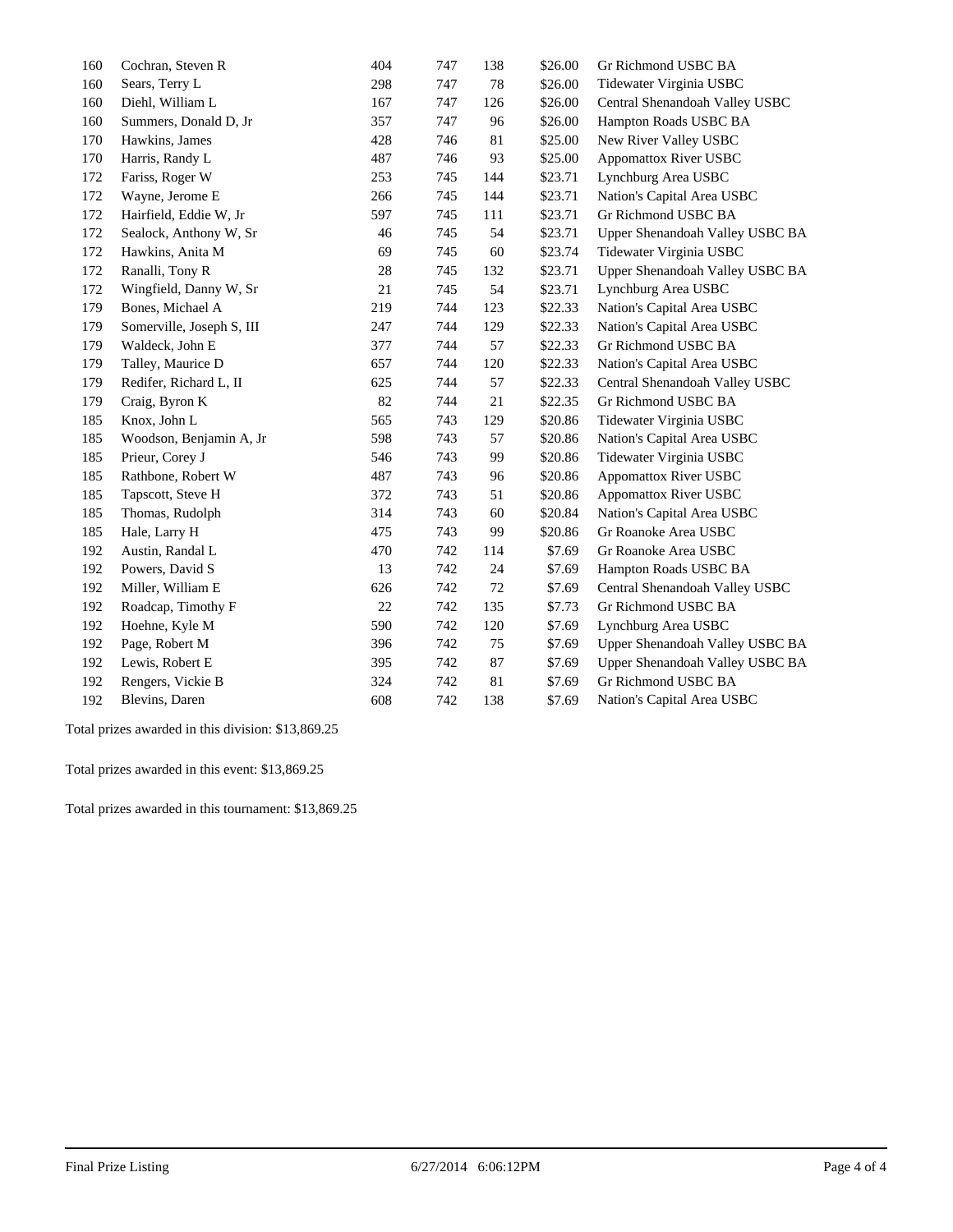| | | | | | | |
|---|---|---|---|---|---|---|
| 160 | Cochran, Steven R | 404 | 747 | 138 | $26.00 | Gr Richmond USBC BA |
| 160 | Sears, Terry L | 298 | 747 | 78 | $26.00 | Tidewater Virginia USBC |
| 160 | Diehl, William L | 167 | 747 | 126 | $26.00 | Central Shenandoah Valley USBC |
| 160 | Summers, Donald D, Jr | 357 | 747 | 96 | $26.00 | Hampton Roads USBC BA |
| 170 | Hawkins, James | 428 | 746 | 81 | $25.00 | New River Valley USBC |
| 170 | Harris, Randy L | 487 | 746 | 93 | $25.00 | Appomattox River USBC |
| 172 | Fariss, Roger W | 253 | 745 | 144 | $23.71 | Lynchburg Area USBC |
| 172 | Wayne, Jerome E | 266 | 745 | 144 | $23.71 | Nation's Capital Area USBC |
| 172 | Hairfield, Eddie W, Jr | 597 | 745 | 111 | $23.71 | Gr Richmond USBC BA |
| 172 | Sealock, Anthony W, Sr | 46 | 745 | 54 | $23.71 | Upper Shenandoah Valley USBC BA |
| 172 | Hawkins, Anita M | 69 | 745 | 60 | $23.74 | Tidewater Virginia USBC |
| 172 | Ranalli, Tony R | 28 | 745 | 132 | $23.71 | Upper Shenandoah Valley USBC BA |
| 172 | Wingfield, Danny W, Sr | 21 | 745 | 54 | $23.71 | Lynchburg Area USBC |
| 179 | Bones, Michael A | 219 | 744 | 123 | $22.33 | Nation's Capital Area USBC |
| 179 | Somerville, Joseph S, III | 247 | 744 | 129 | $22.33 | Nation's Capital Area USBC |
| 179 | Waldeck, John E | 377 | 744 | 57 | $22.33 | Gr Richmond USBC BA |
| 179 | Talley, Maurice D | 657 | 744 | 120 | $22.33 | Nation's Capital Area USBC |
| 179 | Redifer, Richard L, II | 625 | 744 | 57 | $22.33 | Central Shenandoah Valley USBC |
| 179 | Craig, Byron K | 82 | 744 | 21 | $22.35 | Gr Richmond USBC BA |
| 185 | Knox, John L | 565 | 743 | 129 | $20.86 | Tidewater Virginia USBC |
| 185 | Woodson, Benjamin A, Jr | 598 | 743 | 57 | $20.86 | Nation's Capital Area USBC |
| 185 | Prieur, Corey J | 546 | 743 | 99 | $20.86 | Tidewater Virginia USBC |
| 185 | Rathbone, Robert W | 487 | 743 | 96 | $20.86 | Appomattox River USBC |
| 185 | Tapscott, Steve H | 372 | 743 | 51 | $20.86 | Appomattox River USBC |
| 185 | Thomas, Rudolph | 314 | 743 | 60 | $20.84 | Nation's Capital Area USBC |
| 185 | Hale, Larry H | 475 | 743 | 99 | $20.86 | Gr Roanoke Area USBC |
| 192 | Austin, Randal L | 470 | 742 | 114 | $7.69 | Gr Roanoke Area USBC |
| 192 | Powers, David S | 13 | 742 | 24 | $7.69 | Hampton Roads USBC BA |
| 192 | Miller, William E | 626 | 742 | 72 | $7.69 | Central Shenandoah Valley USBC |
| 192 | Roadcap, Timothy F | 22 | 742 | 135 | $7.73 | Gr Richmond USBC BA |
| 192 | Hoehne, Kyle M | 590 | 742 | 120 | $7.69 | Lynchburg Area USBC |
| 192 | Page, Robert M | 396 | 742 | 75 | $7.69 | Upper Shenandoah Valley USBC BA |
| 192 | Lewis, Robert E | 395 | 742 | 87 | $7.69 | Upper Shenandoah Valley USBC BA |
| 192 | Rengers, Vickie B | 324 | 742 | 81 | $7.69 | Gr Richmond USBC BA |
| 192 | Blevins, Daren | 608 | 742 | 138 | $7.69 | Nation's Capital Area USBC |

Total prizes awarded in this division: $13,869.25

Total prizes awarded in this event: $13,869.25

Total prizes awarded in this tournament: $13,869.25